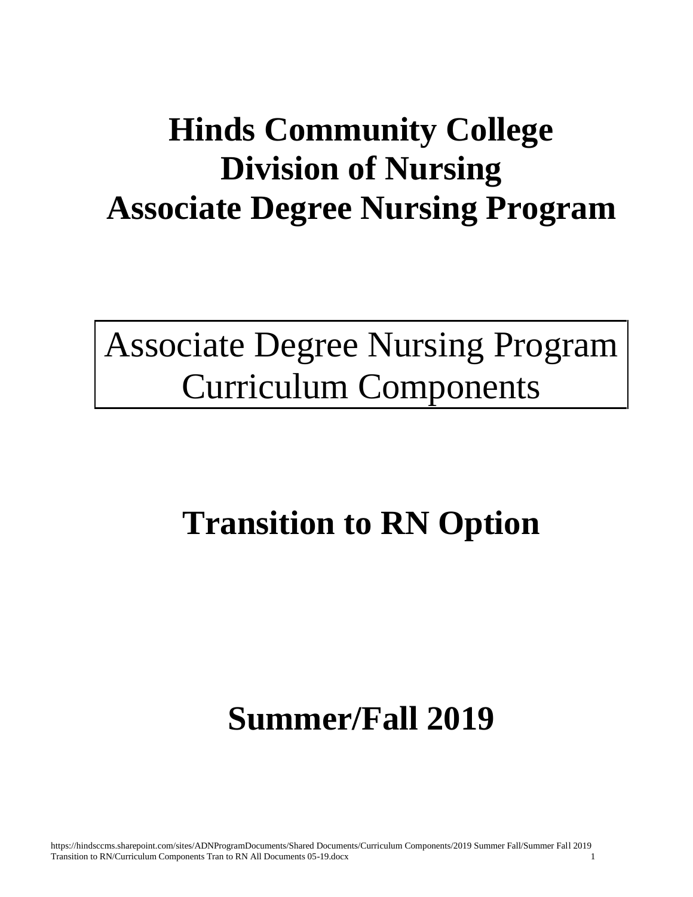# Hinds Community College
# Division of Nursing
# Associate Degree Nursing Program

Associate Degree Nursing Program
Curriculum Components

## Transition to RN Option

## Summer/Fall 2019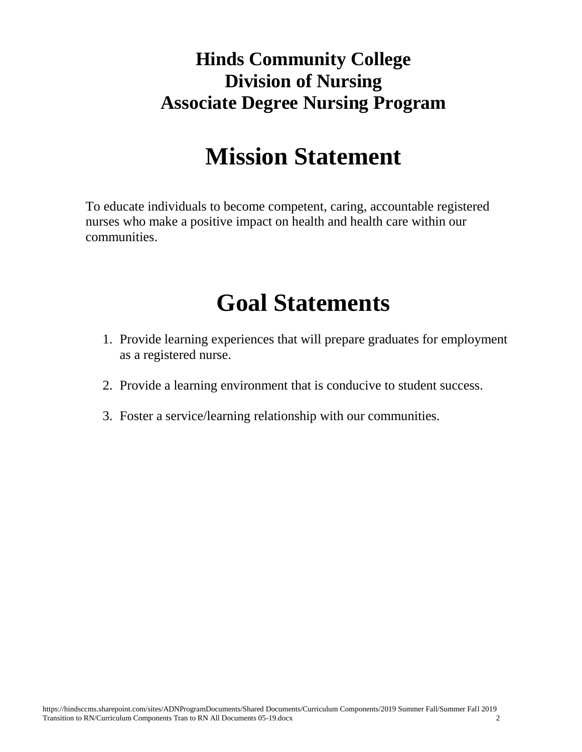**Hinds Community College**
**Division of Nursing**
**Associate Degree Nursing Program**

# Mission Statement

To educate individuals to become competent, caring, accountable registered nurses who make a positive impact on health and health care within our communities.

# Goal Statements

1. Provide learning experiences that will prepare graduates for employment as a registered nurse.

2. Provide a learning environment that is conducive to student success.

3. Foster a service/learning relationship with our communities.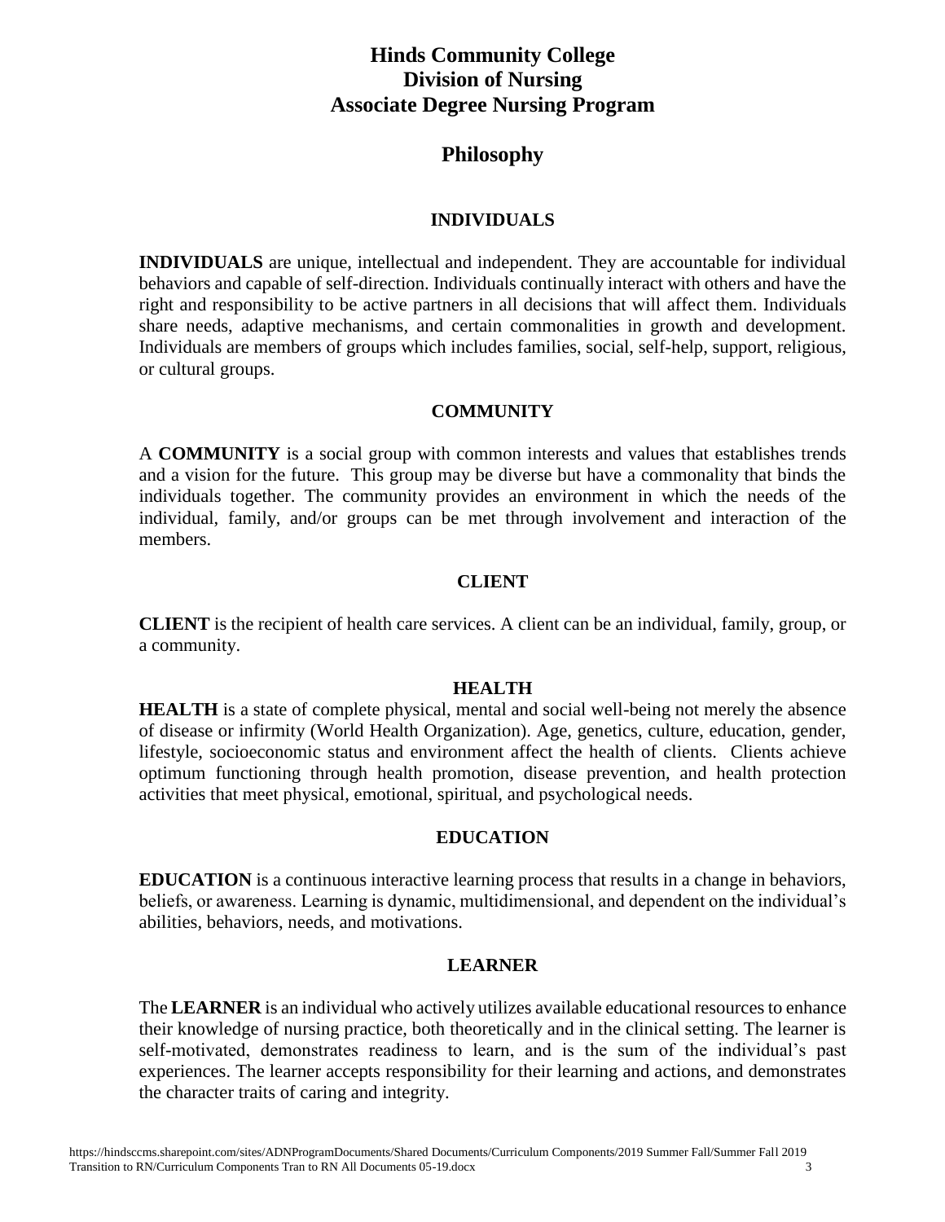# Hinds Community College
# Division of Nursing
# Associate Degree Nursing Program

## Philosophy

### INDIVIDUALS

**INDIVIDUALS** are unique, intellectual and independent. They are accountable for individual behaviors and capable of self-direction. Individuals continually interact with others and have the right and responsibility to be active partners in all decisions that will affect them. Individuals share needs, adaptive mechanisms, and certain commonalities in growth and development. Individuals are members of groups which includes families, social, self-help, support, religious, or cultural groups.

### COMMUNITY

A **COMMUNITY** is a social group with common interests and values that establishes trends and a vision for the future. This group may be diverse but have a commonality that binds the individuals together. The community provides an environment in which the needs of the individual, family, and/or groups can be met through involvement and interaction of the members.

### CLIENT

**CLIENT** is the recipient of health care services. A client can be an individual, family, group, or a community.

### HEALTH

**HEALTH** is a state of complete physical, mental and social well-being not merely the absence of disease or infirmity (World Health Organization). Age, genetics, culture, education, gender, lifestyle, socioeconomic status and environment affect the health of clients. Clients achieve optimum functioning through health promotion, disease prevention, and health protection activities that meet physical, emotional, spiritual, and psychological needs.

### EDUCATION

**EDUCATION** is a continuous interactive learning process that results in a change in behaviors, beliefs, or awareness. Learning is dynamic, multidimensional, and dependent on the individual's abilities, behaviors, needs, and motivations.

### LEARNER

The **LEARNER** is an individual who actively utilizes available educational resources to enhance their knowledge of nursing practice, both theoretically and in the clinical setting. The learner is self-motivated, demonstrates readiness to learn, and is the sum of the individual's past experiences. The learner accepts responsibility for their learning and actions, and demonstrates the character traits of caring and integrity.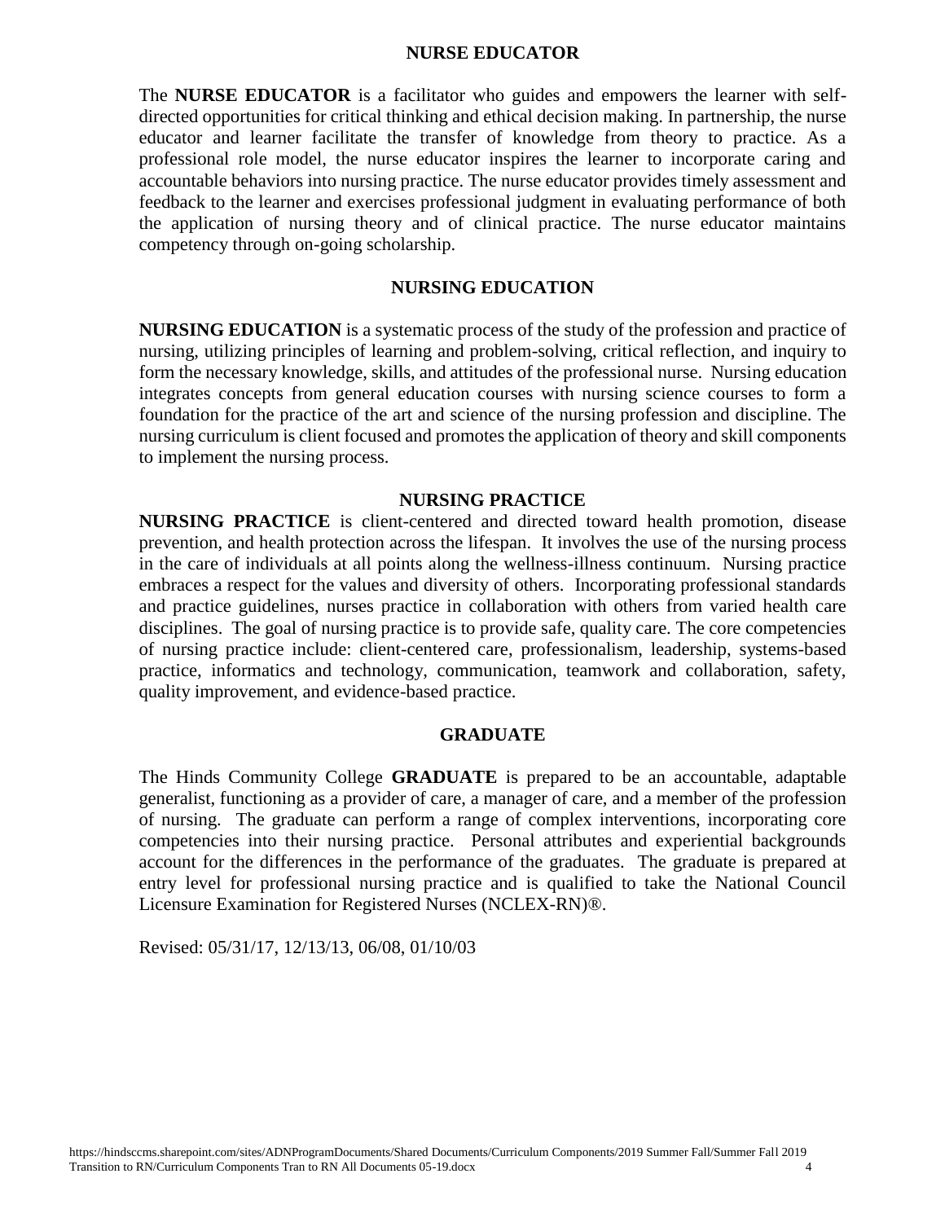## NURSE EDUCATOR

The **NURSE EDUCATOR** is a facilitator who guides and empowers the learner with self-directed opportunities for critical thinking and ethical decision making. In partnership, the nurse educator and learner facilitate the transfer of knowledge from theory to practice. As a professional role model, the nurse educator inspires the learner to incorporate caring and accountable behaviors into nursing practice. The nurse educator provides timely assessment and feedback to the learner and exercises professional judgment in evaluating performance of both the application of nursing theory and of clinical practice. The nurse educator maintains competency through on-going scholarship.

## NURSING EDUCATION

**NURSING EDUCATION** is a systematic process of the study of the profession and practice of nursing, utilizing principles of learning and problem-solving, critical reflection, and inquiry to form the necessary knowledge, skills, and attitudes of the professional nurse. Nursing education integrates concepts from general education courses with nursing science courses to form a foundation for the practice of the art and science of the nursing profession and discipline. The nursing curriculum is client focused and promotes the application of theory and skill components to implement the nursing process.

## NURSING PRACTICE

**NURSING PRACTICE** is client-centered and directed toward health promotion, disease prevention, and health protection across the lifespan. It involves the use of the nursing process in the care of individuals at all points along the wellness-illness continuum. Nursing practice embraces a respect for the values and diversity of others. Incorporating professional standards and practice guidelines, nurses practice in collaboration with others from varied health care disciplines. The goal of nursing practice is to provide safe, quality care. The core competencies of nursing practice include: client-centered care, professionalism, leadership, systems-based practice, informatics and technology, communication, teamwork and collaboration, safety, quality improvement, and evidence-based practice.

## GRADUATE

The Hinds Community College **GRADUATE** is prepared to be an accountable, adaptable generalist, functioning as a provider of care, a manager of care, and a member of the profession of nursing. The graduate can perform a range of complex interventions, incorporating core competencies into their nursing practice. Personal attributes and experiential backgrounds account for the differences in the performance of the graduates. The graduate is prepared at entry level for professional nursing practice and is qualified to take the National Council Licensure Examination for Registered Nurses (NCLEX-RN)®.

Revised: 05/31/17, 12/13/13, 06/08, 01/10/03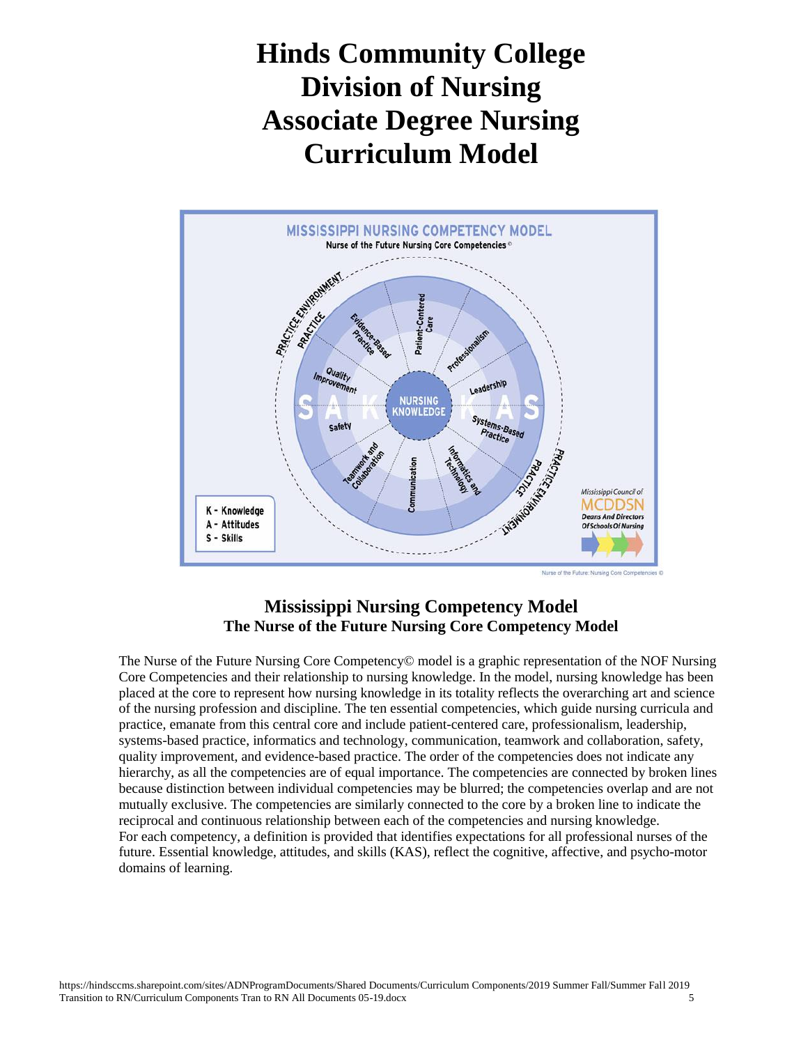# Hinds Community College
# Division of Nursing
# Associate Degree Nursing
# Curriculum Model

## Mississippi Nursing Competency Model
### The Nurse of the Future Nursing Core Competency Model

The Nurse of the Future Nursing Core Competency© model is a graphic representation of the NOF Nursing Core Competencies and their relationship to nursing knowledge. In the model, nursing knowledge has been placed at the core to represent how nursing knowledge in its totality reflects the overarching art and science of the nursing profession and discipline. The ten essential competencies, which guide nursing curricula and practice, emanate from this central core and include patient-centered care, professionalism, leadership, systems-based practice, informatics and technology, communication, teamwork and collaboration, safety, quality improvement, and evidence-based practice. The order of the competencies does not indicate any hierarchy, as all the competencies are of equal importance. The competencies are connected by broken lines because distinction between individual competencies may be blurred; the competencies overlap and are not mutually exclusive. The competencies are similarly connected to the core by a broken line to indicate the reciprocal and continuous relationship between each of the competencies and nursing knowledge.
For each competency, a definition is provided that identifies expectations for all professional nurses of the future. Essential knowledge, attitudes, and skills (KAS), reflect the cognitive, affective, and psycho-motor domains of learning.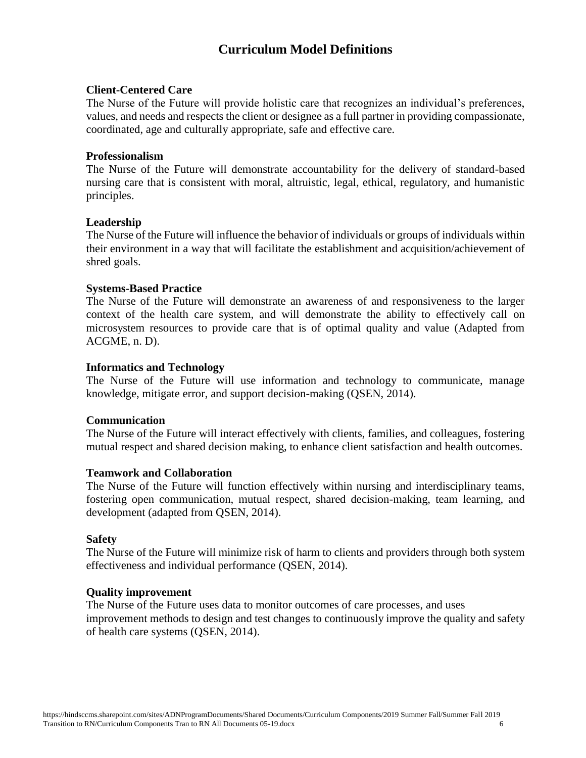# Curriculum Model Definitions

**Client-Centered Care**

The Nurse of the Future will provide holistic care that recognizes an individual's preferences, values, and needs and respects the client or designee as a full partner in providing compassionate, coordinated, age and culturally appropriate, safe and effective care.

**Professionalism**

The Nurse of the Future will demonstrate accountability for the delivery of standard-based nursing care that is consistent with moral, altruistic, legal, ethical, regulatory, and humanistic principles.

**Leadership**

The Nurse of the Future will influence the behavior of individuals or groups of individuals within their environment in a way that will facilitate the establishment and acquisition/achievement of shred goals.

**Systems-Based Practice**

The Nurse of the Future will demonstrate an awareness of and responsiveness to the larger context of the health care system, and will demonstrate the ability to effectively call on microsystem resources to provide care that is of optimal quality and value (Adapted from ACGME, n. D).

**Informatics and Technology**

The Nurse of the Future will use information and technology to communicate, manage knowledge, mitigate error, and support decision-making (QSEN, 2014).

**Communication**

The Nurse of the Future will interact effectively with clients, families, and colleagues, fostering mutual respect and shared decision making, to enhance client satisfaction and health outcomes.

**Teamwork and Collaboration**

The Nurse of the Future will function effectively within nursing and interdisciplinary teams, fostering open communication, mutual respect, shared decision-making, team learning, and development (adapted from QSEN, 2014).

**Safety**

The Nurse of the Future will minimize risk of harm to clients and providers through both system effectiveness and individual performance (QSEN, 2014).

**Quality improvement**

The Nurse of the Future uses data to monitor outcomes of care processes, and uses improvement methods to design and test changes to continuously improve the quality and safety of health care systems (QSEN, 2014).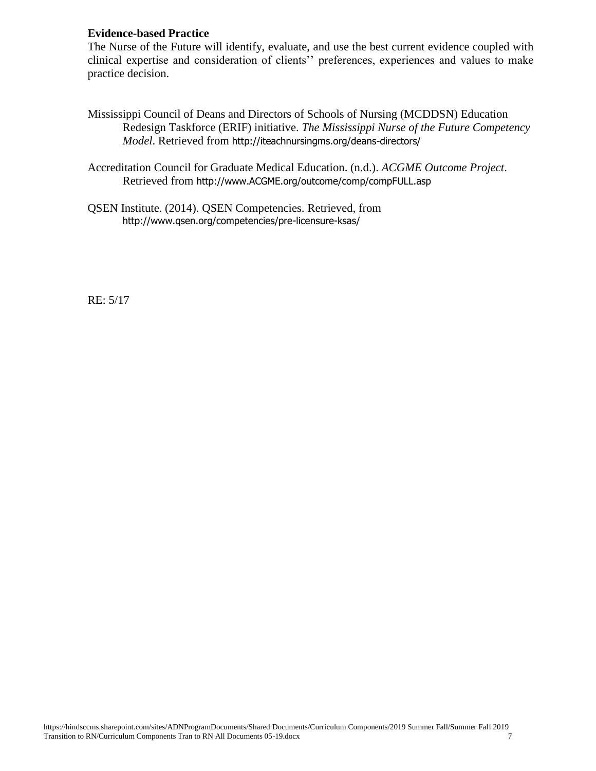**Evidence-based Practice**

The Nurse of the Future will identify, evaluate, and use the best current evidence coupled with clinical expertise and consideration of clients'' preferences, experiences and values to make practice decision.

Mississippi Council of Deans and Directors of Schools of Nursing (MCDDSN) Education Redesign Taskforce (ERIF) initiative. *The Mississippi Nurse of the Future Competency Model*. Retrieved from http://iteachnursingms.org/deans-directors/

Accreditation Council for Graduate Medical Education. (n.d.). *ACGME Outcome Project*. Retrieved from http://www.ACGME.org/outcome/comp/compFULL.asp

QSEN Institute. (2014). QSEN Competencies. Retrieved, from http://www.qsen.org/competencies/pre-licensure-ksas/

RE: 5/17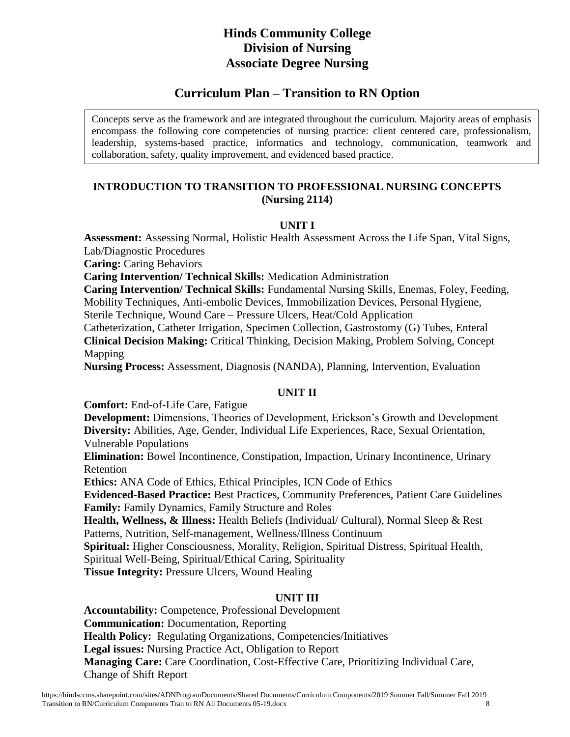# Hinds Community College
# Division of Nursing
# Associate Degree Nursing

## Curriculum Plan – Transition to RN Option

Concepts serve as the framework and are integrated throughout the curriculum. Majority areas of emphasis encompass the following core competencies of nursing practice: client centered care, professionalism, leadership, systems-based practice, informatics and technology, communication, teamwork and collaboration, safety, quality improvement, and evidenced based practice.

### INTRODUCTION TO TRANSITION TO PROFESSIONAL NURSING CONCEPTS (Nursing 2114)

#### UNIT I

**Assessment:** Assessing Normal, Holistic Health Assessment Across the Life Span, Vital Signs, Lab/Diagnostic Procedures
**Caring:** Caring Behaviors
**Caring Intervention/ Technical Skills:** Medication Administration
**Caring Intervention/ Technical Skills:** Fundamental Nursing Skills, Enemas, Foley, Feeding, Mobility Techniques, Anti-embolic Devices, Immobilization Devices, Personal Hygiene, Sterile Technique, Wound Care – Pressure Ulcers, Heat/Cold Application Catheterization, Catheter Irrigation, Specimen Collection, Gastrostomy (G) Tubes, Enteral
**Clinical Decision Making:** Critical Thinking, Decision Making, Problem Solving, Concept Mapping
**Nursing Process:** Assessment, Diagnosis (NANDA), Planning, Intervention, Evaluation

#### UNIT II

**Comfort:** End-of-Life Care, Fatigue
**Development:** Dimensions, Theories of Development, Erickson's Growth and Development
**Diversity:** Abilities, Age, Gender, Individual Life Experiences, Race, Sexual Orientation, Vulnerable Populations
**Elimination:** Bowel Incontinence, Constipation, Impaction, Urinary Incontinence, Urinary Retention
**Ethics:** ANA Code of Ethics, Ethical Principles, ICN Code of Ethics
**Evidenced-Based Practice:** Best Practices, Community Preferences, Patient Care Guidelines
**Family:** Family Dynamics, Family Structure and Roles
**Health, Wellness, & Illness:** Health Beliefs (Individual/ Cultural), Normal Sleep & Rest Patterns, Nutrition, Self-management, Wellness/Illness Continuum
**Spiritual:** Higher Consciousness, Morality, Religion, Spiritual Distress, Spiritual Health, Spiritual Well-Being, Spiritual/Ethical Caring, Spirituality
**Tissue Integrity:** Pressure Ulcers, Wound Healing

#### UNIT III

**Accountability:** Competence, Professional Development
**Communication:** Documentation, Reporting
**Health Policy:** Regulating Organizations, Competencies/Initiatives
**Legal issues:** Nursing Practice Act, Obligation to Report
**Managing Care:** Care Coordination, Cost-Effective Care, Prioritizing Individual Care, Change of Shift Report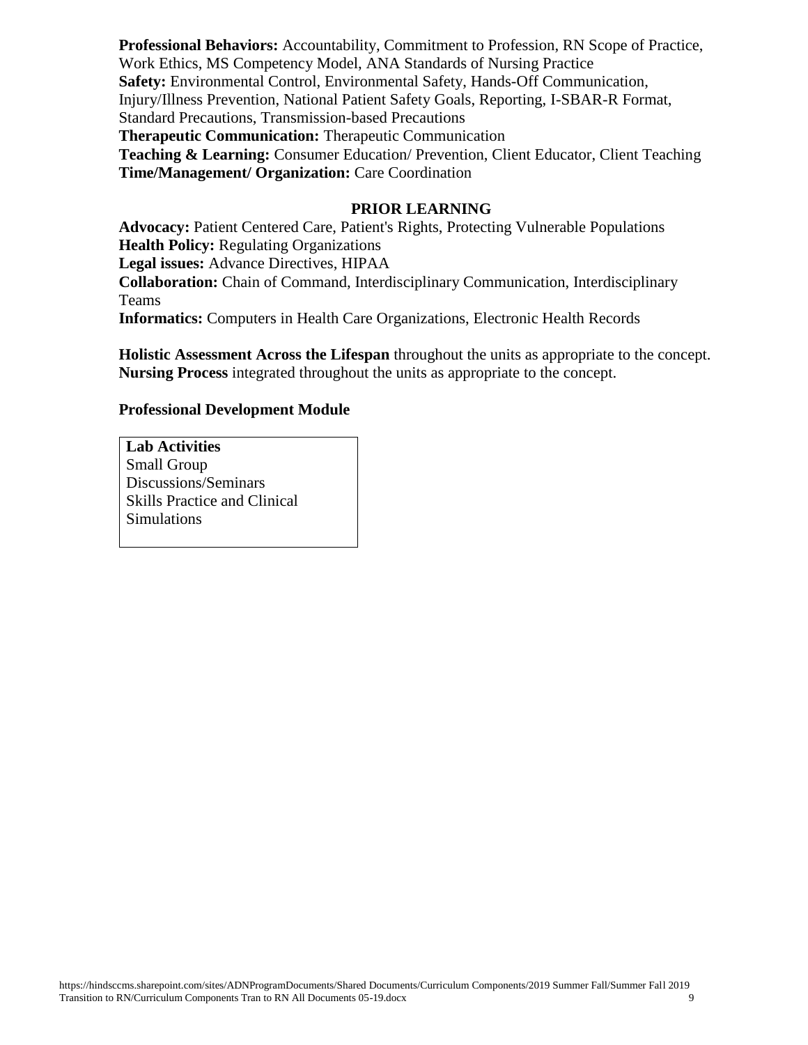**Professional Behaviors:** Accountability, Commitment to Profession, RN Scope of Practice, Work Ethics, MS Competency Model, ANA Standards of Nursing Practice
**Safety:** Environmental Control, Environmental Safety, Hands-Off Communication, Injury/Illness Prevention, National Patient Safety Goals, Reporting, I-SBAR-R Format, Standard Precautions, Transmission-based Precautions
**Therapeutic Communication:** Therapeutic Communication
**Teaching & Learning:** Consumer Education/ Prevention, Client Educator, Client Teaching
**Time/Management/ Organization:** Care Coordination

## PRIOR LEARNING

**Advocacy:** Patient Centered Care, Patient's Rights, Protecting Vulnerable Populations
**Health Policy:** Regulating Organizations
**Legal issues:** Advance Directives, HIPAA
**Collaboration:** Chain of Command, Interdisciplinary Communication, Interdisciplinary Teams
**Informatics:** Computers in Health Care Organizations, Electronic Health Records

**Holistic Assessment Across the Lifespan** throughout the units as appropriate to the concept.
**Nursing Process** integrated throughout the units as appropriate to the concept.

**Professional Development Module**

| **Lab Activities** |
| --- |
| Small Group Discussions/Seminars<br>Skills Practice and Clinical Simulations |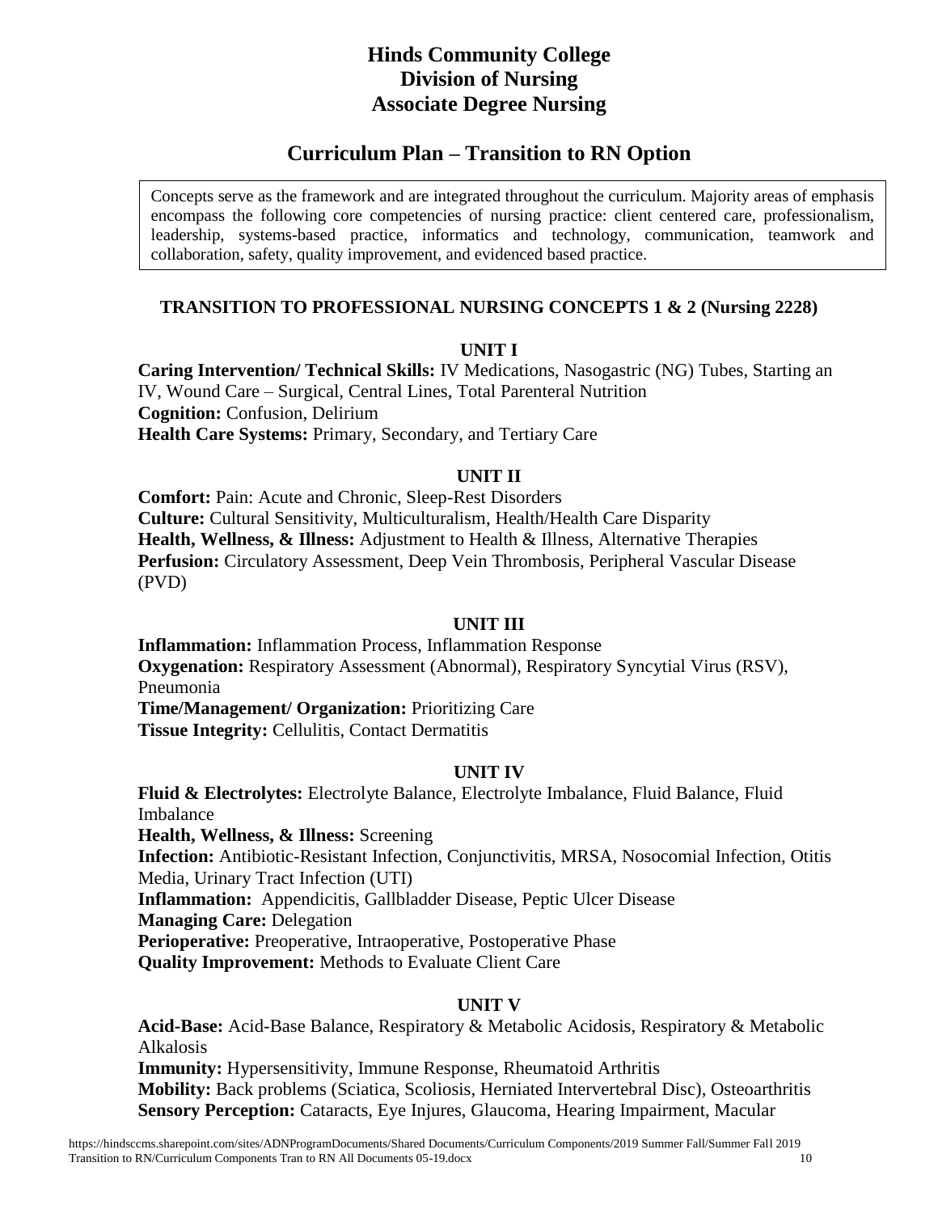# Hinds Community College
# Division of Nursing
# Associate Degree Nursing

## Curriculum Plan – Transition to RN Option

Concepts serve as the framework and are integrated throughout the curriculum. Majority areas of emphasis encompass the following core competencies of nursing practice: client centered care, professionalism, leadership, systems-based practice, informatics and technology, communication, teamwork and collaboration, safety, quality improvement, and evidenced based practice.

### TRANSITION TO PROFESSIONAL NURSING CONCEPTS 1 & 2 (Nursing 2228)

#### UNIT I

**Caring Intervention/ Technical Skills:** IV Medications, Nasogastric (NG) Tubes, Starting an IV, Wound Care – Surgical, Central Lines, Total Parenteral Nutrition
**Cognition:** Confusion, Delirium
**Health Care Systems:** Primary, Secondary, and Tertiary Care

#### UNIT II

**Comfort:** Pain: Acute and Chronic, Sleep-Rest Disorders
**Culture:** Cultural Sensitivity, Multiculturalism, Health/Health Care Disparity
**Health, Wellness, & Illness:** Adjustment to Health & Illness, Alternative Therapies
**Perfusion:** Circulatory Assessment, Deep Vein Thrombosis, Peripheral Vascular Disease (PVD)

#### UNIT III

**Inflammation:** Inflammation Process, Inflammation Response
**Oxygenation:** Respiratory Assessment (Abnormal), Respiratory Syncytial Virus (RSV), Pneumonia
**Time/Management/ Organization:** Prioritizing Care
**Tissue Integrity:** Cellulitis, Contact Dermatitis

#### UNIT IV

**Fluid & Electrolytes:** Electrolyte Balance, Electrolyte Imbalance, Fluid Balance, Fluid Imbalance
**Health, Wellness, & Illness:** Screening
**Infection:** Antibiotic-Resistant Infection, Conjunctivitis, MRSA, Nosocomial Infection, Otitis Media, Urinary Tract Infection (UTI)
**Inflammation:** Appendicitis, Gallbladder Disease, Peptic Ulcer Disease
**Managing Care:** Delegation
**Perioperative:** Preoperative, Intraoperative, Postoperative Phase
**Quality Improvement:** Methods to Evaluate Client Care

#### UNIT V

**Acid-Base:** Acid-Base Balance, Respiratory & Metabolic Acidosis, Respiratory & Metabolic Alkalosis
**Immunity:** Hypersensitivity, Immune Response, Rheumatoid Arthritis
**Mobility:** Back problems (Sciatica, Scoliosis, Herniated Intervertebral Disc), Osteoarthritis
**Sensory Perception:** Cataracts, Eye Injures, Glaucoma, Hearing Impairment, Macular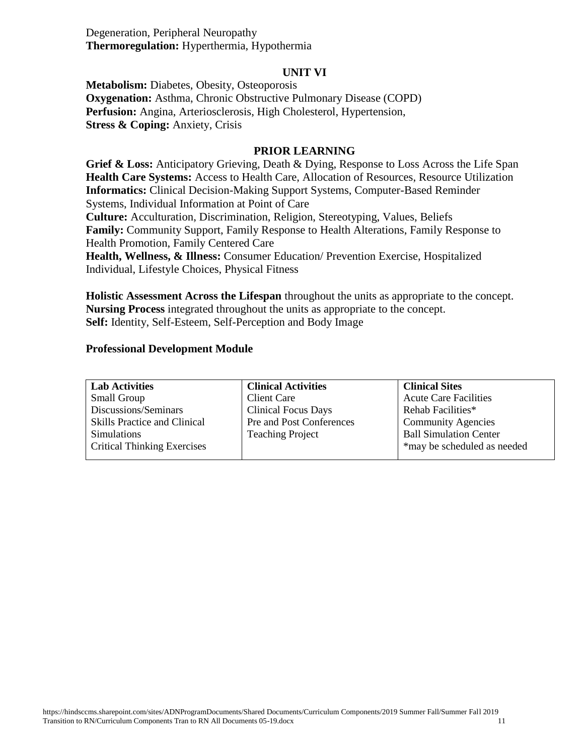Degeneration, Peripheral Neuropathy
**Thermoregulation:** Hyperthermia, Hypothermia

## UNIT VI

**Metabolism:** Diabetes, Obesity, Osteoporosis
**Oxygenation:** Asthma, Chronic Obstructive Pulmonary Disease (COPD)
**Perfusion:** Angina, Arteriosclerosis, High Cholesterol, Hypertension,
**Stress & Coping:** Anxiety, Crisis

## PRIOR LEARNING

**Grief & Loss:** Anticipatory Grieving, Death & Dying, Response to Loss Across the Life Span
**Health Care Systems:** Access to Health Care, Allocation of Resources, Resource Utilization
**Informatics:** Clinical Decision-Making Support Systems, Computer-Based Reminder Systems, Individual Information at Point of Care
**Culture:** Acculturation, Discrimination, Religion, Stereotyping, Values, Beliefs
**Family:** Community Support, Family Response to Health Alterations, Family Response to Health Promotion, Family Centered Care
**Health, Wellness, & Illness:** Consumer Education/ Prevention Exercise, Hospitalized Individual, Lifestyle Choices, Physical Fitness

**Holistic Assessment Across the Lifespan** throughout the units as appropriate to the concept.
**Nursing Process** integrated throughout the units as appropriate to the concept.
**Self:** Identity, Self-Esteem, Self-Perception and Body Image

**Professional Development Module**

| Lab Activities | Clinical Activities | Clinical Sites |
|---|---|---|
| Small Group Discussions/Seminars<br>Skills Practice and Clinical Simulations<br>Critical Thinking Exercises | Client Care<br>Clinical Focus Days<br>Pre and Post Conferences<br>Teaching Project | Acute Care Facilities<br>Rehab Facilities*<br>Community Agencies<br>Ball Simulation Center<br>*may be scheduled as needed |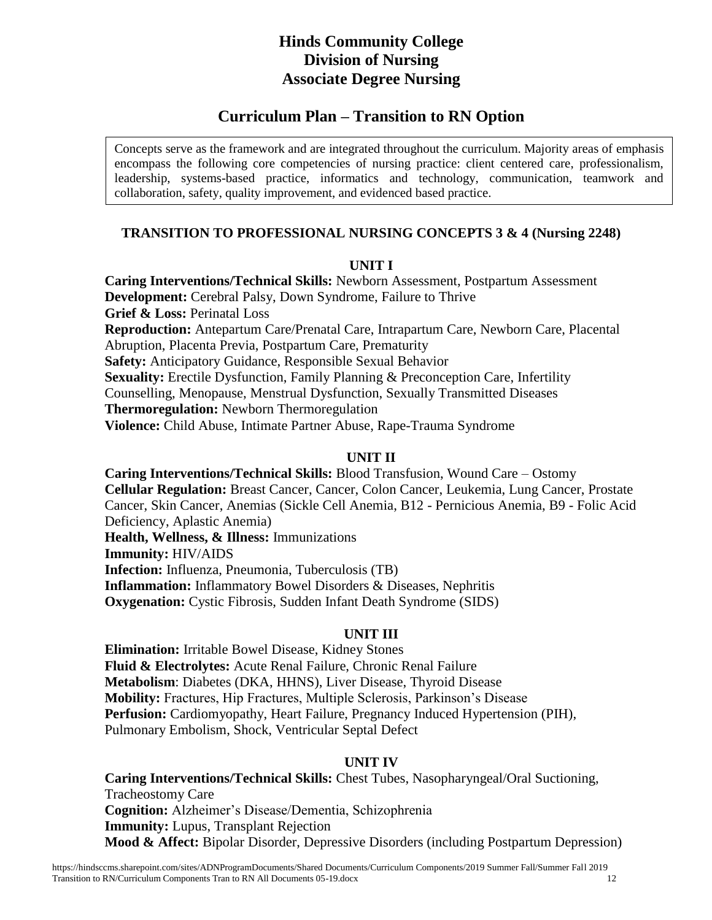# Hinds Community College
# Division of Nursing
# Associate Degree Nursing

## Curriculum Plan – Transition to RN Option

Concepts serve as the framework and are integrated throughout the curriculum. Majority areas of emphasis encompass the following core competencies of nursing practice: client centered care, professionalism, leadership, systems-based practice, informatics and technology, communication, teamwork and collaboration, safety, quality improvement, and evidenced based practice.

### TRANSITION TO PROFESSIONAL NURSING CONCEPTS 3 & 4 (Nursing 2248)

#### UNIT I

**Caring Interventions/Technical Skills:** Newborn Assessment, Postpartum Assessment
**Development:** Cerebral Palsy, Down Syndrome, Failure to Thrive
**Grief & Loss:** Perinatal Loss
**Reproduction:** Antepartum Care/Prenatal Care, Intrapartum Care, Newborn Care, Placental Abruption, Placenta Previa, Postpartum Care, Prematurity
**Safety:** Anticipatory Guidance, Responsible Sexual Behavior
**Sexuality:** Erectile Dysfunction, Family Planning & Preconception Care, Infertility Counselling, Menopause, Menstrual Dysfunction, Sexually Transmitted Diseases
**Thermoregulation:** Newborn Thermoregulation
**Violence:** Child Abuse, Intimate Partner Abuse, Rape-Trauma Syndrome

#### UNIT II

**Caring Interventions/Technical Skills:** Blood Transfusion, Wound Care – Ostomy
**Cellular Regulation:** Breast Cancer, Cancer, Colon Cancer, Leukemia, Lung Cancer, Prostate Cancer, Skin Cancer, Anemias (Sickle Cell Anemia, B12 - Pernicious Anemia, B9 - Folic Acid Deficiency, Aplastic Anemia)
**Health, Wellness, & Illness:** Immunizations
**Immunity:** HIV/AIDS
**Infection:** Influenza, Pneumonia, Tuberculosis (TB)
**Inflammation:** Inflammatory Bowel Disorders & Diseases, Nephritis
**Oxygenation:** Cystic Fibrosis, Sudden Infant Death Syndrome (SIDS)

#### UNIT III

**Elimination:** Irritable Bowel Disease, Kidney Stones
**Fluid & Electrolytes:** Acute Renal Failure, Chronic Renal Failure
**Metabolism**: Diabetes (DKA, HHNS), Liver Disease, Thyroid Disease
**Mobility:** Fractures, Hip Fractures, Multiple Sclerosis, Parkinson's Disease
**Perfusion:** Cardiomyopathy, Heart Failure, Pregnancy Induced Hypertension (PIH), Pulmonary Embolism, Shock, Ventricular Septal Defect

#### UNIT IV

**Caring Interventions/Technical Skills:** Chest Tubes, Nasopharyngeal/Oral Suctioning, Tracheostomy Care
**Cognition:** Alzheimer's Disease/Dementia, Schizophrenia
**Immunity:** Lupus, Transplant Rejection
**Mood & Affect:** Bipolar Disorder, Depressive Disorders (including Postpartum Depression)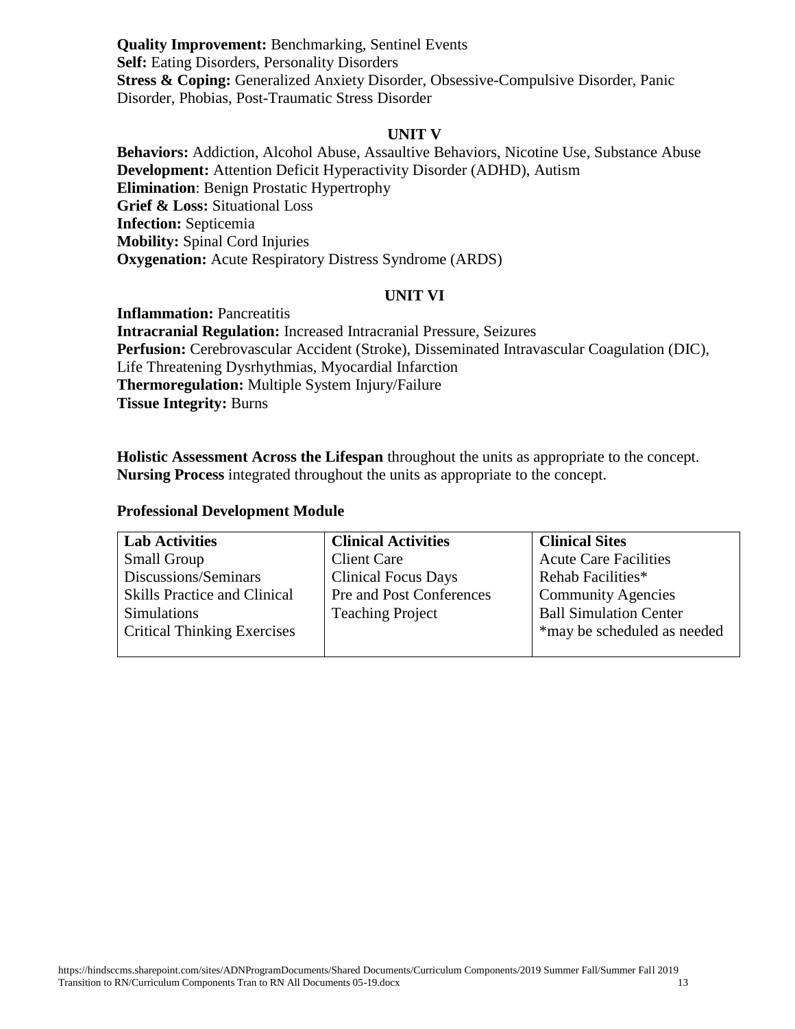**Quality Improvement:** Benchmarking, Sentinel Events
**Self:** Eating Disorders, Personality Disorders
**Stress & Coping:** Generalized Anxiety Disorder, Obsessive-Compulsive Disorder, Panic Disorder, Phobias, Post-Traumatic Stress Disorder

## UNIT V

**Behaviors:** Addiction, Alcohol Abuse, Assaultive Behaviors, Nicotine Use, Substance Abuse
**Development:** Attention Deficit Hyperactivity Disorder (ADHD), Autism
**Elimination**: Benign Prostatic Hypertrophy
**Grief & Loss:** Situational Loss
**Infection:** Septicemia
**Mobility:** Spinal Cord Injuries
**Oxygenation:** Acute Respiratory Distress Syndrome (ARDS)

## UNIT VI

**Inflammation:** Pancreatitis
**Intracranial Regulation:** Increased Intracranial Pressure, Seizures
**Perfusion:** Cerebrovascular Accident (Stroke), Disseminated Intravascular Coagulation (DIC), Life Threatening Dysrhythmias, Myocardial Infarction
**Thermoregulation:** Multiple System Injury/Failure
**Tissue Integrity:** Burns

**Holistic Assessment Across the Lifespan** throughout the units as appropriate to the concept.
**Nursing Process** integrated throughout the units as appropriate to the concept.

**Professional Development Module**

| Lab Activities | Clinical Activities | Clinical Sites |
|---|---|---|
| Small Group Discussions/Seminars<br>Skills Practice and Clinical Simulations<br>Critical Thinking Exercises | Client Care<br>Clinical Focus Days<br>Pre and Post Conferences<br>Teaching Project | Acute Care Facilities<br>Rehab Facilities*<br>Community Agencies<br>Ball Simulation Center<br>*may be scheduled as needed |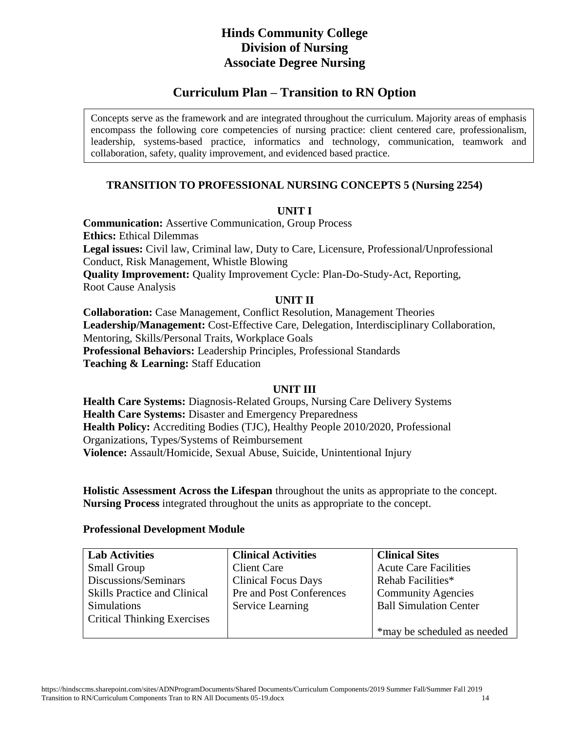# Hinds Community College
# Division of Nursing
# Associate Degree Nursing

## Curriculum Plan – Transition to RN Option

Concepts serve as the framework and are integrated throughout the curriculum. Majority areas of emphasis encompass the following core competencies of nursing practice: client centered care, professionalism, leadership, systems-based practice, informatics and technology, communication, teamwork and collaboration, safety, quality improvement, and evidenced based practice.

### TRANSITION TO PROFESSIONAL NURSING CONCEPTS 5 (Nursing 2254)

#### UNIT I

**Communication:** Assertive Communication, Group Process
**Ethics:** Ethical Dilemmas
**Legal issues:** Civil law, Criminal law, Duty to Care, Licensure, Professional/Unprofessional Conduct, Risk Management, Whistle Blowing
**Quality Improvement:** Quality Improvement Cycle: Plan-Do-Study-Act, Reporting, Root Cause Analysis

#### UNIT II

**Collaboration:** Case Management, Conflict Resolution, Management Theories
**Leadership/Management:** Cost-Effective Care, Delegation, Interdisciplinary Collaboration, Mentoring, Skills/Personal Traits, Workplace Goals
**Professional Behaviors:** Leadership Principles, Professional Standards
**Teaching & Learning:** Staff Education

#### UNIT III

**Health Care Systems:** Diagnosis-Related Groups, Nursing Care Delivery Systems
**Health Care Systems:** Disaster and Emergency Preparedness
**Health Policy:** Accrediting Bodies (TJC), Healthy People 2010/2020, Professional Organizations, Types/Systems of Reimbursement
**Violence:** Assault/Homicide, Sexual Abuse, Suicide, Unintentional Injury

**Holistic Assessment Across the Lifespan** throughout the units as appropriate to the concept.
**Nursing Process** integrated throughout the units as appropriate to the concept.

**Professional Development Module**

| Lab Activities | Clinical Activities | Clinical Sites |
|---|---|---|
| Small Group Discussions/Seminars | Client Care | Acute Care Facilities |
| Skills Practice and Clinical Simulations | Clinical Focus Days | Rehab Facilities* |
| Critical Thinking Exercises | Pre and Post Conferences | Community Agencies |
| | Service Learning | Ball Simulation Center |
| | | *may be scheduled as needed |

https://hindsccms.sharepoint.com/sites/ADNProgramDocuments/Shared Documents/Curriculum Components/2019 Summer Fall/Summer Fall 2019 Transition to RN/Curriculum Components Tran to RN All Documents 05-19.docx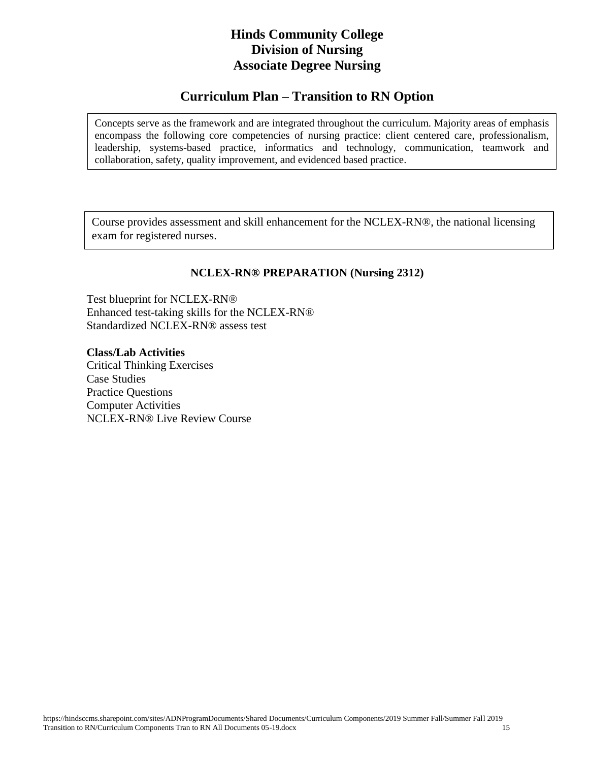# Hinds Community College
# Division of Nursing
# Associate Degree Nursing

## Curriculum Plan – Transition to RN Option

Concepts serve as the framework and are integrated throughout the curriculum. Majority areas of emphasis encompass the following core competencies of nursing practice: client centered care, professionalism, leadership, systems-based practice, informatics and technology, communication, teamwork and collaboration, safety, quality improvement, and evidenced based practice.

Course provides assessment and skill enhancement for the NCLEX-RN®, the national licensing exam for registered nurses.

### NCLEX-RN® PREPARATION (Nursing 2312)

Test blueprint for NCLEX-RN®
Enhanced test-taking skills for the NCLEX-RN®
Standardized NCLEX-RN® assess test

**Class/Lab Activities**
Critical Thinking Exercises
Case Studies
Practice Questions
Computer Activities
NCLEX-RN® Live Review Course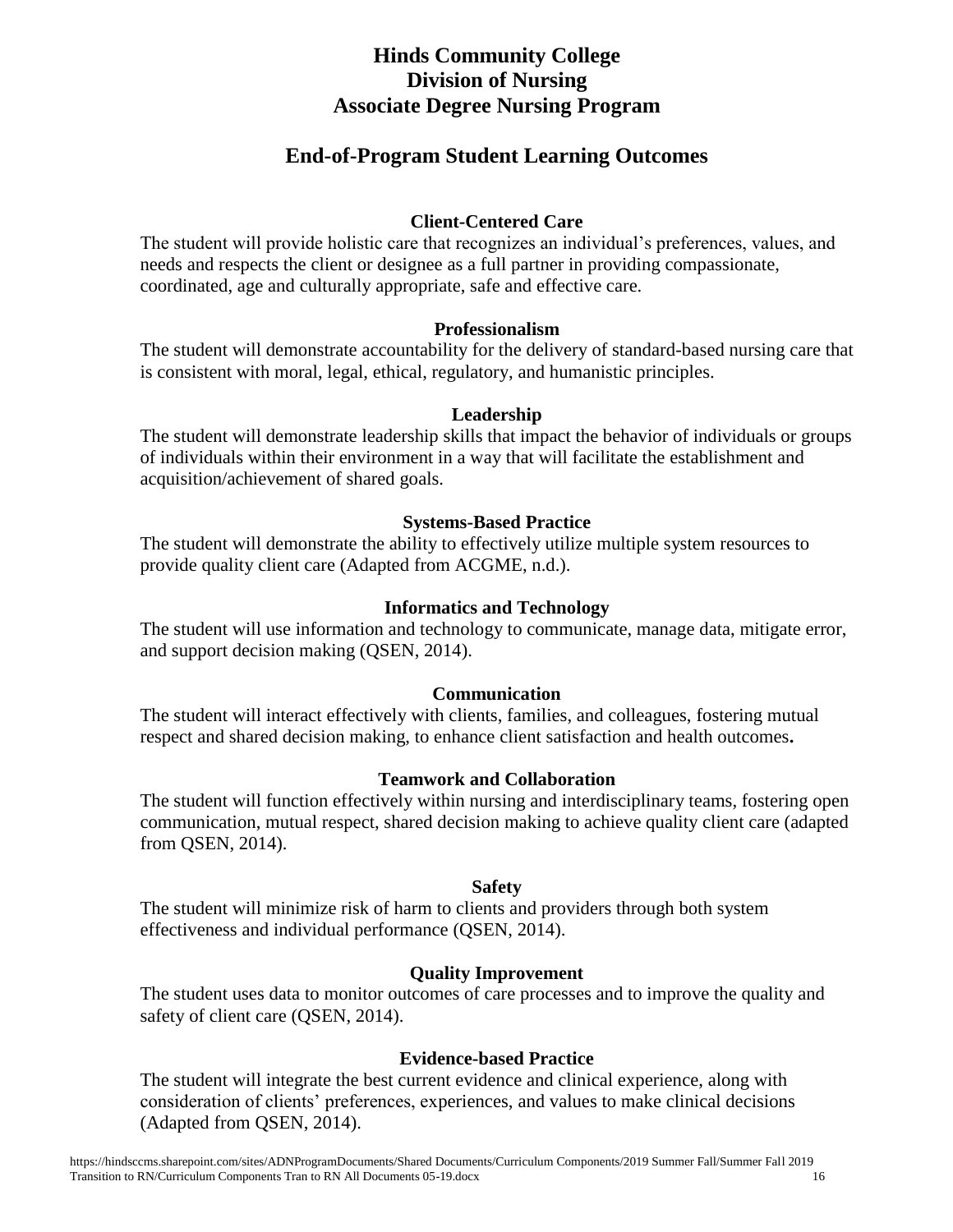# Hinds Community College
# Division of Nursing
# Associate Degree Nursing Program

## End-of-Program Student Learning Outcomes

### Client-Centered Care

The student will provide holistic care that recognizes an individual's preferences, values, and needs and respects the client or designee as a full partner in providing compassionate, coordinated, age and culturally appropriate, safe and effective care.

### Professionalism

The student will demonstrate accountability for the delivery of standard-based nursing care that is consistent with moral, legal, ethical, regulatory, and humanistic principles.

### Leadership

The student will demonstrate leadership skills that impact the behavior of individuals or groups of individuals within their environment in a way that will facilitate the establishment and acquisition/achievement of shared goals.

### Systems-Based Practice

The student will demonstrate the ability to effectively utilize multiple system resources to provide quality client care (Adapted from ACGME, n.d.).

### Informatics and Technology

The student will use information and technology to communicate, manage data, mitigate error, and support decision making (QSEN, 2014).

### Communication

The student will interact effectively with clients, families, and colleagues, fostering mutual respect and shared decision making, to enhance client satisfaction and health outcomes**.**

### Teamwork and Collaboration

The student will function effectively within nursing and interdisciplinary teams, fostering open communication, mutual respect, shared decision making to achieve quality client care (adapted from QSEN, 2014).

### Safety

The student will minimize risk of harm to clients and providers through both system effectiveness and individual performance (QSEN, 2014).

### Quality Improvement

The student uses data to monitor outcomes of care processes and to improve the quality and safety of client care (QSEN, 2014).

### Evidence-based Practice

The student will integrate the best current evidence and clinical experience, along with consideration of clients' preferences, experiences, and values to make clinical decisions (Adapted from QSEN, 2014).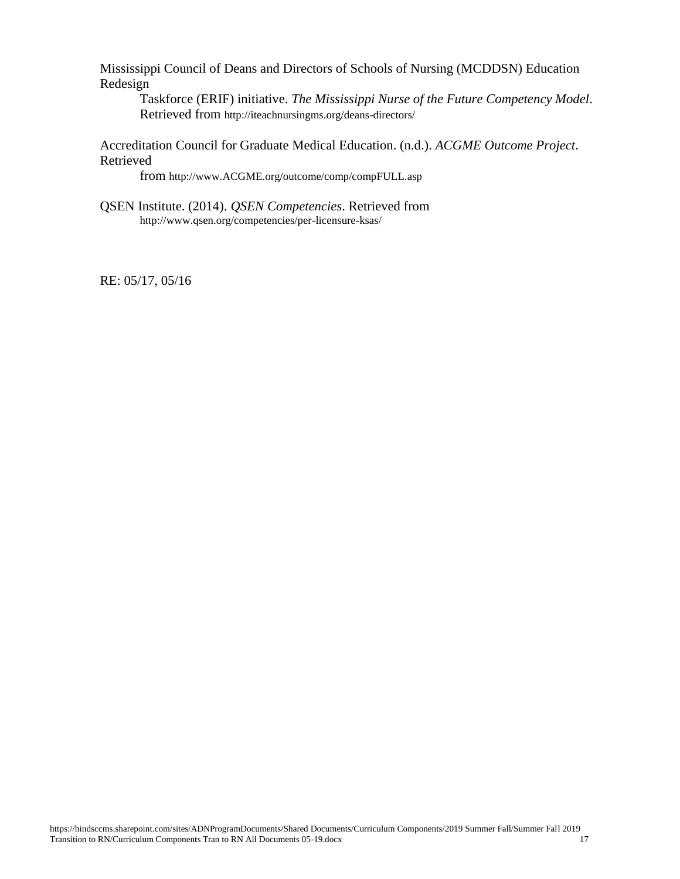Mississippi Council of Deans and Directors of Schools of Nursing (MCDDSN) Education Redesign Taskforce (ERIF) initiative. *The Mississippi Nurse of the Future Competency Model*. Retrieved from http://iteachnursingms.org/deans-directors/

Accreditation Council for Graduate Medical Education. (n.d.). *ACGME Outcome Project*. Retrieved from http://www.ACGME.org/outcome/comp/compFULL.asp

QSEN Institute. (2014). *QSEN Competencies*. Retrieved from http://www.qsen.org/competencies/per-licensure-ksas/

RE: 05/17, 05/16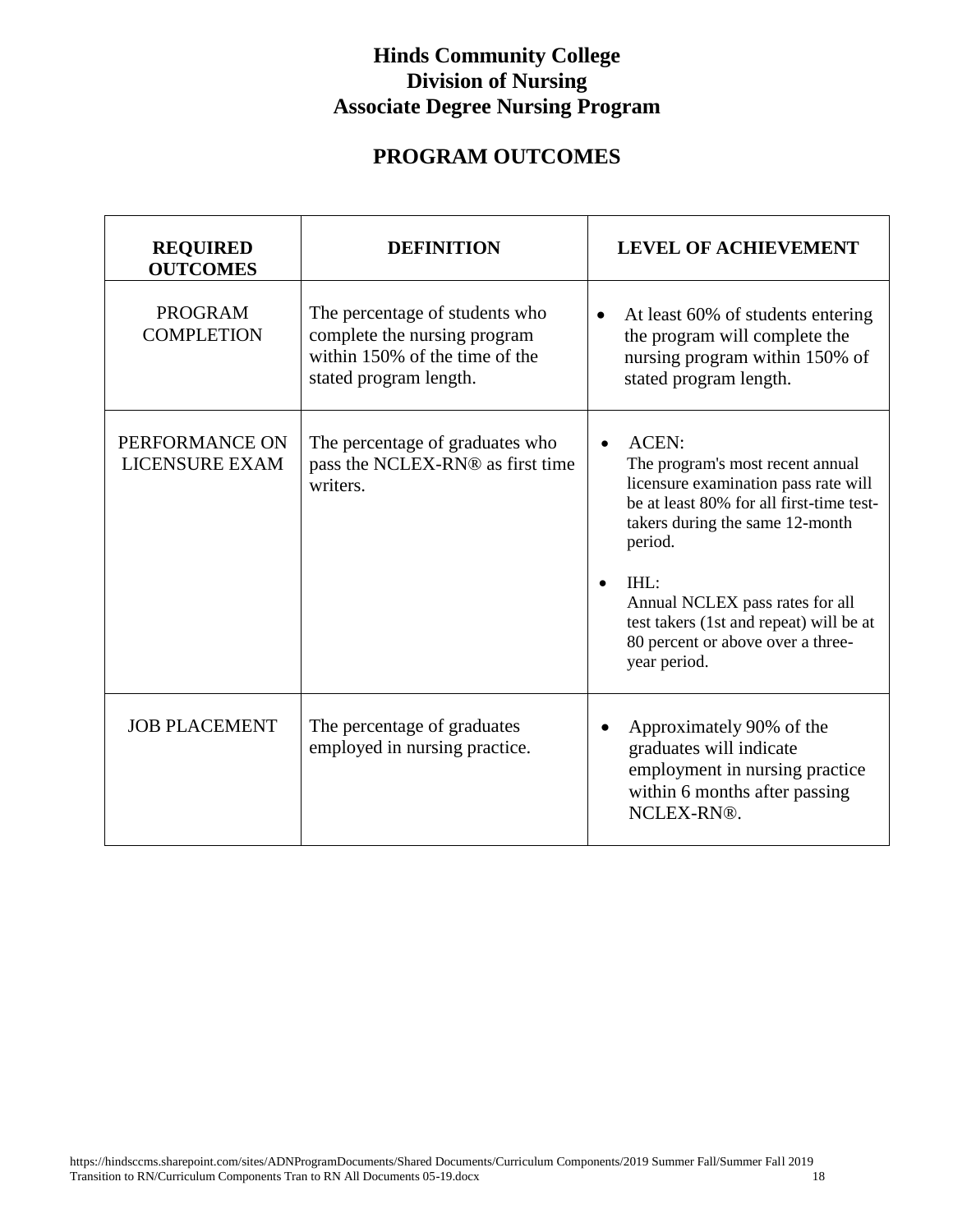# Hinds Community College
# Division of Nursing
# Associate Degree Nursing Program

## PROGRAM OUTCOMES

| REQUIRED OUTCOMES | DEFINITION | LEVEL OF ACHIEVEMENT |
|---|---|---|
| PROGRAM COMPLETION | The percentage of students who complete the nursing program within 150% of the time of the stated program length. | • At least 60% of students entering the program will complete the nursing program within 150% of stated program length. |
| PERFORMANCE ON LICENSURE EXAM | The percentage of graduates who pass the NCLEX-RN® as first time writers. | • ACEN: The program's most recent annual licensure examination pass rate will be at least 80% for all first-time test-takers during the same 12-month period. <br> • IHL: Annual NCLEX pass rates for all test takers (1st and repeat) will be at 80 percent or above over a three-year period. |
| JOB PLACEMENT | The percentage of graduates employed in nursing practice. | • Approximately 90% of the graduates will indicate employment in nursing practice within 6 months after passing NCLEX-RN®. |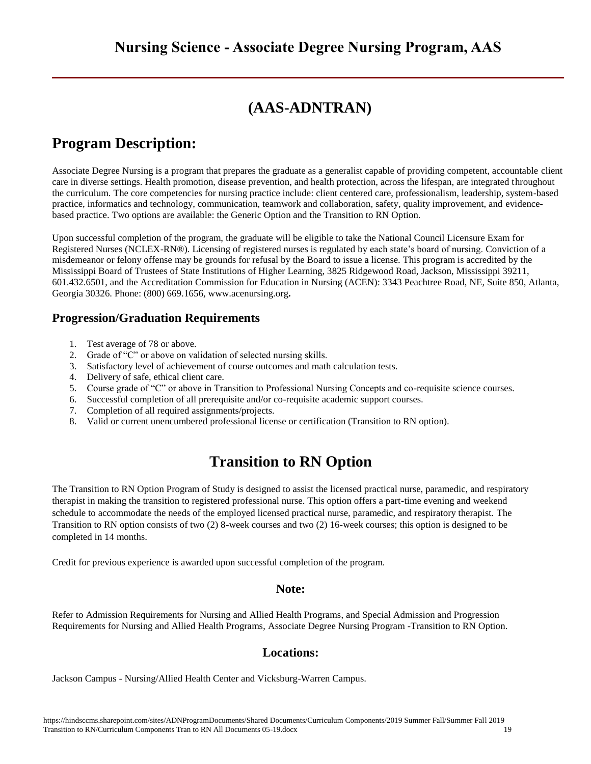# Nursing Science - Associate Degree Nursing Program, AAS

## (AAS-ADNTRAN)

## Program Description:

Associate Degree Nursing is a program that prepares the graduate as a generalist capable of providing competent, accountable client care in diverse settings. Health promotion, disease prevention, and health protection, across the lifespan, are integrated throughout the curriculum. The core competencies for nursing practice include: client centered care, professionalism, leadership, system-based practice, informatics and technology, communication, teamwork and collaboration, safety, quality improvement, and evidence-based practice. Two options are available: the Generic Option and the Transition to RN Option.

Upon successful completion of the program, the graduate will be eligible to take the National Council Licensure Exam for Registered Nurses (NCLEX-RN®). Licensing of registered nurses is regulated by each state's board of nursing. Conviction of a misdemeanor or felony offense may be grounds for refusal by the Board to issue a license. This program is accredited by the Mississippi Board of Trustees of State Institutions of Higher Learning, 3825 Ridgewood Road, Jackson, Mississippi 39211, 601.432.6501, and the Accreditation Commission for Education in Nursing (ACEN): 3343 Peachtree Road, NE, Suite 850, Atlanta, Georgia 30326. Phone: (800) 669.1656, www.acenursing.org**.**

### Progression/Graduation Requirements

1. Test average of 78 or above.
2. Grade of "C" or above on validation of selected nursing skills.
3. Satisfactory level of achievement of course outcomes and math calculation tests.
4. Delivery of safe, ethical client care.
5. Course grade of "C" or above in Transition to Professional Nursing Concepts and co-requisite science courses.
6. Successful completion of all prerequisite and/or co-requisite academic support courses.
7. Completion of all required assignments/projects.
8. Valid or current unencumbered professional license or certification (Transition to RN option).

## Transition to RN Option

The Transition to RN Option Program of Study is designed to assist the licensed practical nurse, paramedic, and respiratory therapist in making the transition to registered professional nurse. This option offers a part-time evening and weekend schedule to accommodate the needs of the employed licensed practical nurse, paramedic, and respiratory therapist. The Transition to RN option consists of two (2) 8-week courses and two (2) 16-week courses; this option is designed to be completed in 14 months.

Credit for previous experience is awarded upon successful completion of the program.

### Note:

Refer to Admission Requirements for Nursing and Allied Health Programs, and Special Admission and Progression Requirements for Nursing and Allied Health Programs, Associate Degree Nursing Program -Transition to RN Option.

### Locations:

Jackson Campus - Nursing/Allied Health Center and Vicksburg-Warren Campus.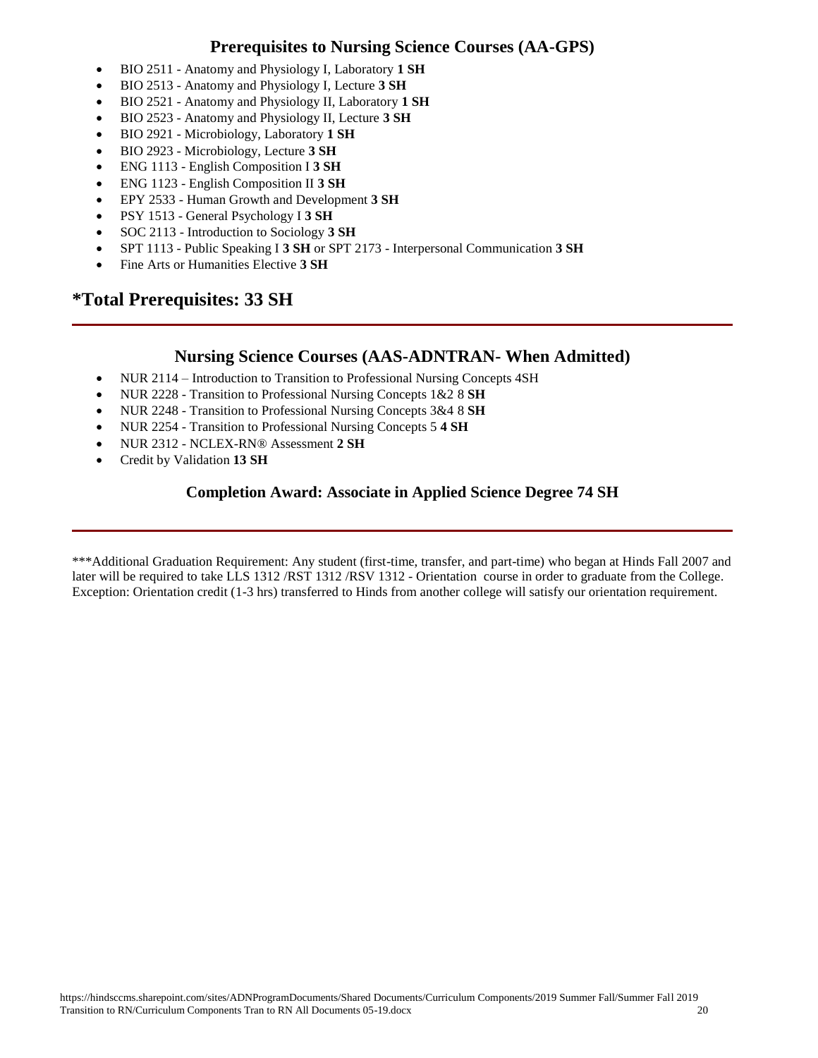## Prerequisites to Nursing Science Courses (AA-GPS)

- BIO 2511 - Anatomy and Physiology I, Laboratory **1 SH**
- BIO 2513 - Anatomy and Physiology I, Lecture **3 SH**
- BIO 2521 - Anatomy and Physiology II, Laboratory **1 SH**
- BIO 2523 - Anatomy and Physiology II, Lecture **3 SH**
- BIO 2921 - Microbiology, Laboratory **1 SH**
- BIO 2923 - Microbiology, Lecture **3 SH**
- ENG 1113 - English Composition I **3 SH**
- ENG 1123 - English Composition II **3 SH**
- EPY 2533 - Human Growth and Development **3 SH**
- PSY 1513 - General Psychology I **3 SH**
- SOC 2113 - Introduction to Sociology **3 SH**
- SPT 1113 - Public Speaking I **3 SH** or SPT 2173 - Interpersonal Communication **3 SH**
- Fine Arts or Humanities Elective **3 SH**

# *Total Prerequisites: 33 SH

---

## Nursing Science Courses (AAS-ADNTRAN- When Admitted)

- NUR 2114 – Introduction to Transition to Professional Nursing Concepts 4SH
- NUR 2228 - Transition to Professional Nursing Concepts 1&2 8 **SH**
- NUR 2248 - Transition to Professional Nursing Concepts 3&4 8 **SH**
- NUR 2254 - Transition to Professional Nursing Concepts 5 **4 SH**
- NUR 2312 - NCLEX-RN® Assessment **2 SH**
- Credit by Validation **13 SH**

### Completion Award: Associate in Applied Science Degree 74 SH

---

***Additional Graduation Requirement: Any student (first-time, transfer, and part-time) who began at Hinds Fall 2007 and later will be required to take LLS 1312 /RST 1312 /RSV 1312 - Orientation course in order to graduate from the College. Exception: Orientation credit (1-3 hrs) transferred to Hinds from another college will satisfy our orientation requirement.